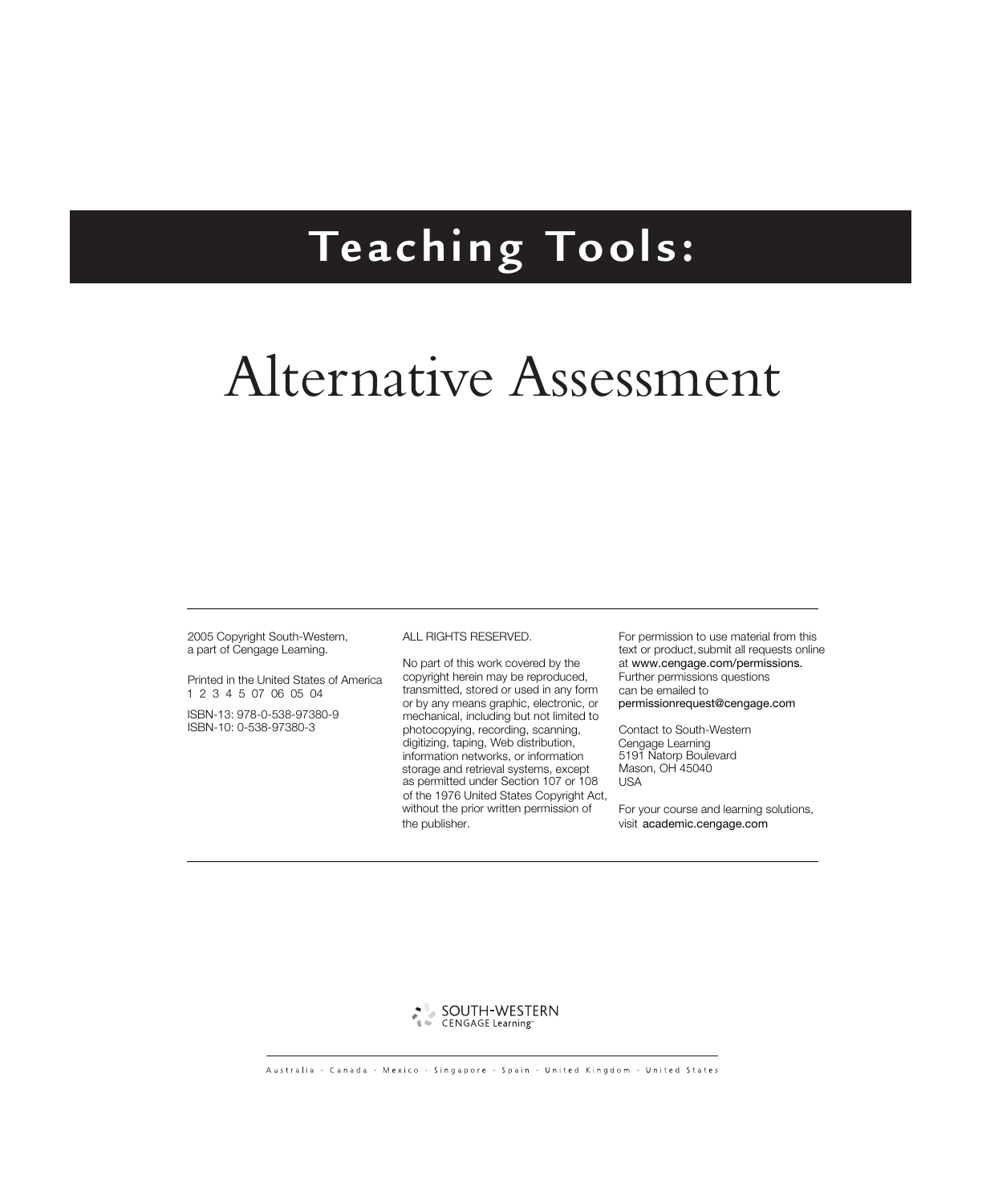# Teaching Tools:

# Alternative Assessment

2005 Copyright South-Western, a part of Cengage Learning.

Printed in the United States of America
1 2 3 4 5 07 06 05 04

ISBN-13: 978-0-538-97380-9
ISBN-10: 0-538-97380-3

ALL RIGHTS RESERVED.

No part of this work covered by the copyright herein may be reproduced, transmitted, stored or used in any form or by any means graphic, electronic, or mechanical, including but not limited to photocopying, recording, scanning, digitizing, taping, Web distribution, information networks, or information storage and retrieval systems, except as permitted under Section 107 or 108 of the 1976 United States Copyright Act, without the prior written permission of the publisher.

For permission to use material from this text or product, submit all requests online at www.cengage.com/permissions. Further permissions questions can be emailed to permissionrequest@cengage.com

Contact to South-Western
Cengage Learning
5191 Natorp Boulevard
Mason, OH 45040
USA

For your course and learning solutions, visit academic.cengage.com

SOUTH-WESTERN
CENGAGE Learning™

Australia · Canada · Mexico · Singapore · Spain · United Kingdom · United States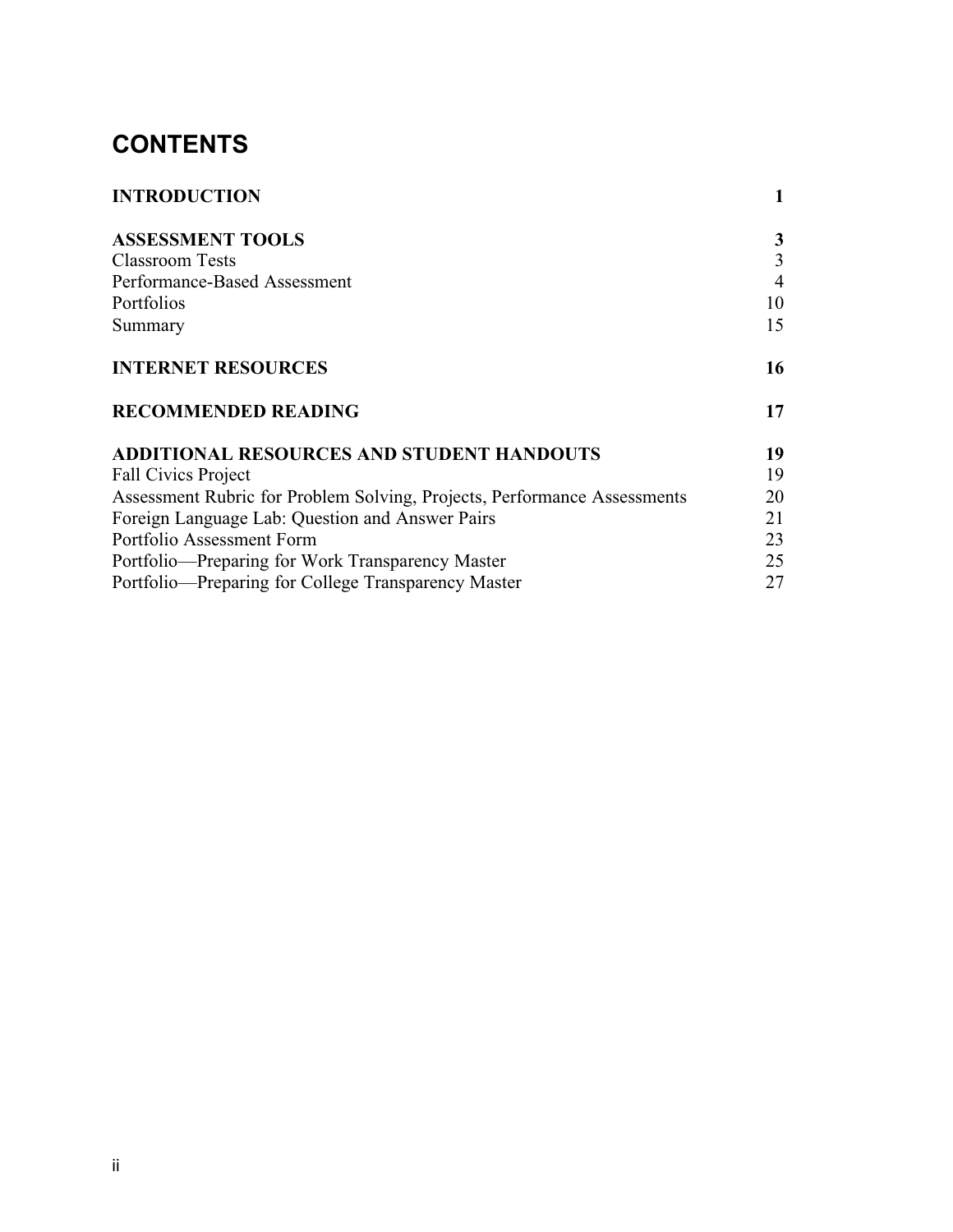# CONTENTS

| | |
|---|---|
| **INTRODUCTION** | **1** |
| | |
| **ASSESSMENT TOOLS** | **3** |
| Classroom Tests | 3 |
| Performance-Based Assessment | 4 |
| Portfolios | 10 |
| Summary | 15 |
| | |
| **INTERNET RESOURCES** | **16** |
| | |
| **RECOMMENDED READING** | **17** |
| | |
| **ADDITIONAL RESOURCES AND STUDENT HANDOUTS** | **19** |
| Fall Civics Project | 19 |
| Assessment Rubric for Problem Solving, Projects, Performance Assessments | 20 |
| Foreign Language Lab: Question and Answer Pairs | 21 |
| Portfolio Assessment Form | 23 |
| Portfolio—Preparing for Work Transparency Master | 25 |
| Portfolio—Preparing for College Transparency Master | 27 |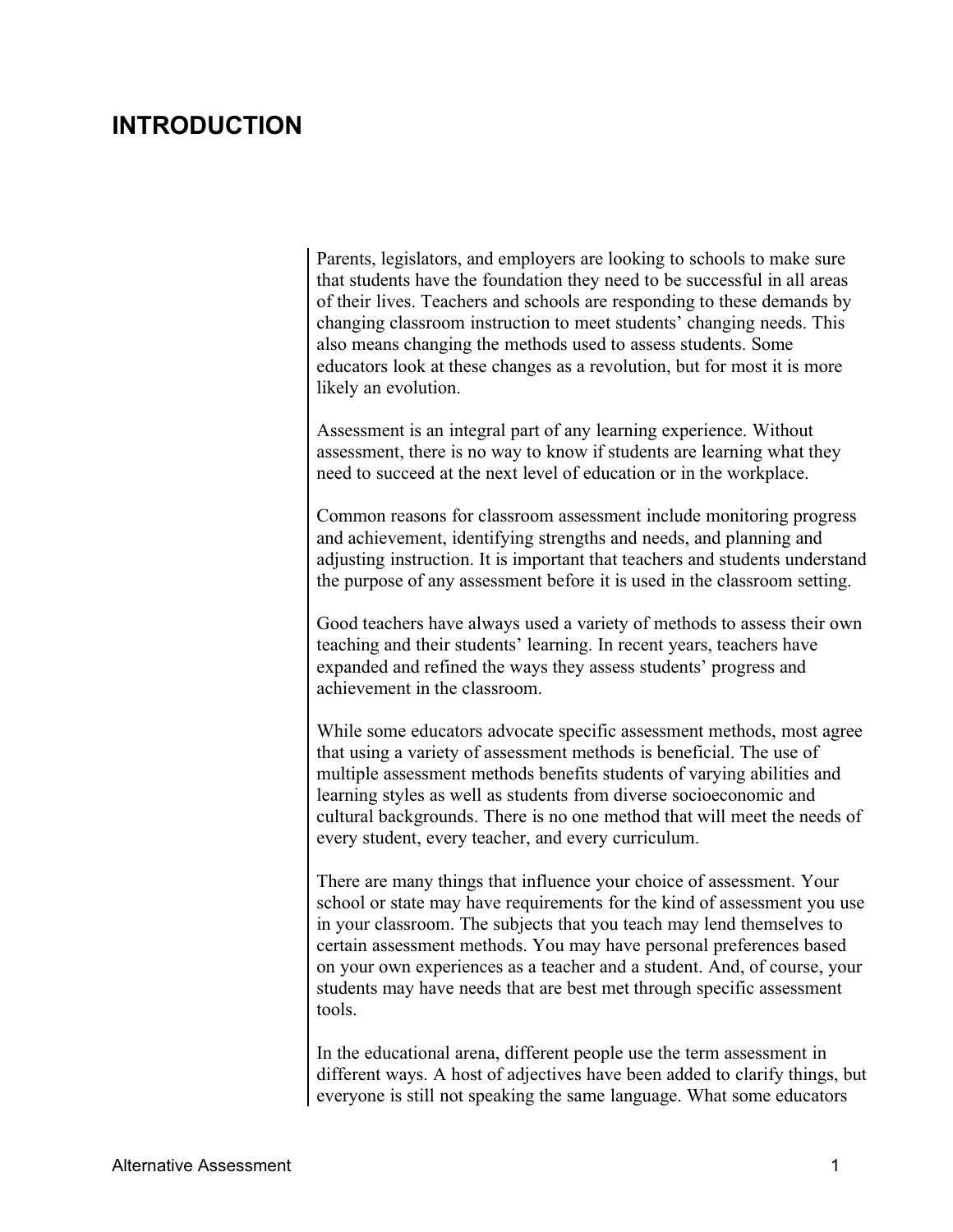# INTRODUCTION

Parents, legislators, and employers are looking to schools to make sure that students have the foundation they need to be successful in all areas of their lives. Teachers and schools are responding to these demands by changing classroom instruction to meet students' changing needs. This also means changing the methods used to assess students. Some educators look at these changes as a revolution, but for most it is more likely an evolution.

Assessment is an integral part of any learning experience. Without assessment, there is no way to know if students are learning what they need to succeed at the next level of education or in the workplace.

Common reasons for classroom assessment include monitoring progress and achievement, identifying strengths and needs, and planning and adjusting instruction. It is important that teachers and students understand the purpose of any assessment before it is used in the classroom setting.

Good teachers have always used a variety of methods to assess their own teaching and their students' learning. In recent years, teachers have expanded and refined the ways they assess students' progress and achievement in the classroom.

While some educators advocate specific assessment methods, most agree that using a variety of assessment methods is beneficial. The use of multiple assessment methods benefits students of varying abilities and learning styles as well as students from diverse socioeconomic and cultural backgrounds. There is no one method that will meet the needs of every student, every teacher, and every curriculum.

There are many things that influence your choice of assessment. Your school or state may have requirements for the kind of assessment you use in your classroom. The subjects that you teach may lend themselves to certain assessment methods. You may have personal preferences based on your own experiences as a teacher and a student. And, of course, your students may have needs that are best met through specific assessment tools.

In the educational arena, different people use the term assessment in different ways. A host of adjectives have been added to clarify things, but everyone is still not speaking the same language. What some educators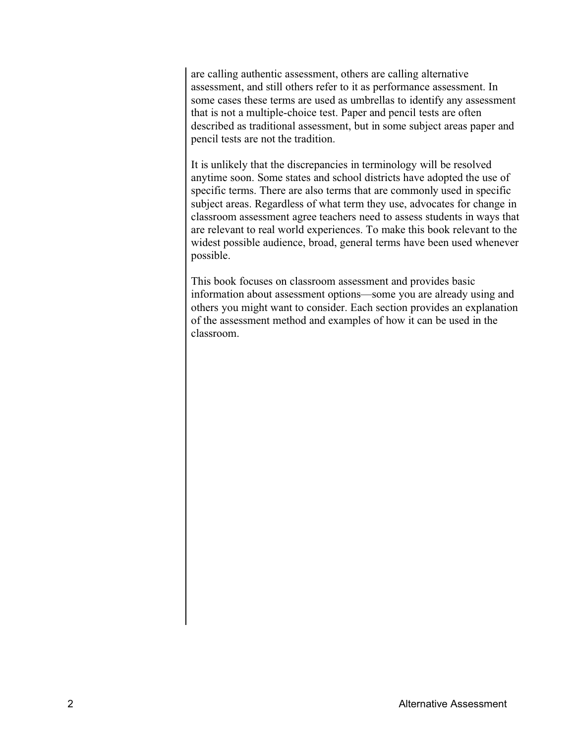are calling authentic assessment, others are calling alternative assessment, and still others refer to it as performance assessment. In some cases these terms are used as umbrellas to identify any assessment that is not a multiple-choice test. Paper and pencil tests are often described as traditional assessment, but in some subject areas paper and pencil tests are not the tradition.

It is unlikely that the discrepancies in terminology will be resolved anytime soon. Some states and school districts have adopted the use of specific terms. There are also terms that are commonly used in specific subject areas. Regardless of what term they use, advocates for change in classroom assessment agree teachers need to assess students in ways that are relevant to real world experiences. To make this book relevant to the widest possible audience, broad, general terms have been used whenever possible.

This book focuses on classroom assessment and provides basic information about assessment options—some you are already using and others you might want to consider. Each section provides an explanation of the assessment method and examples of how it can be used in the classroom.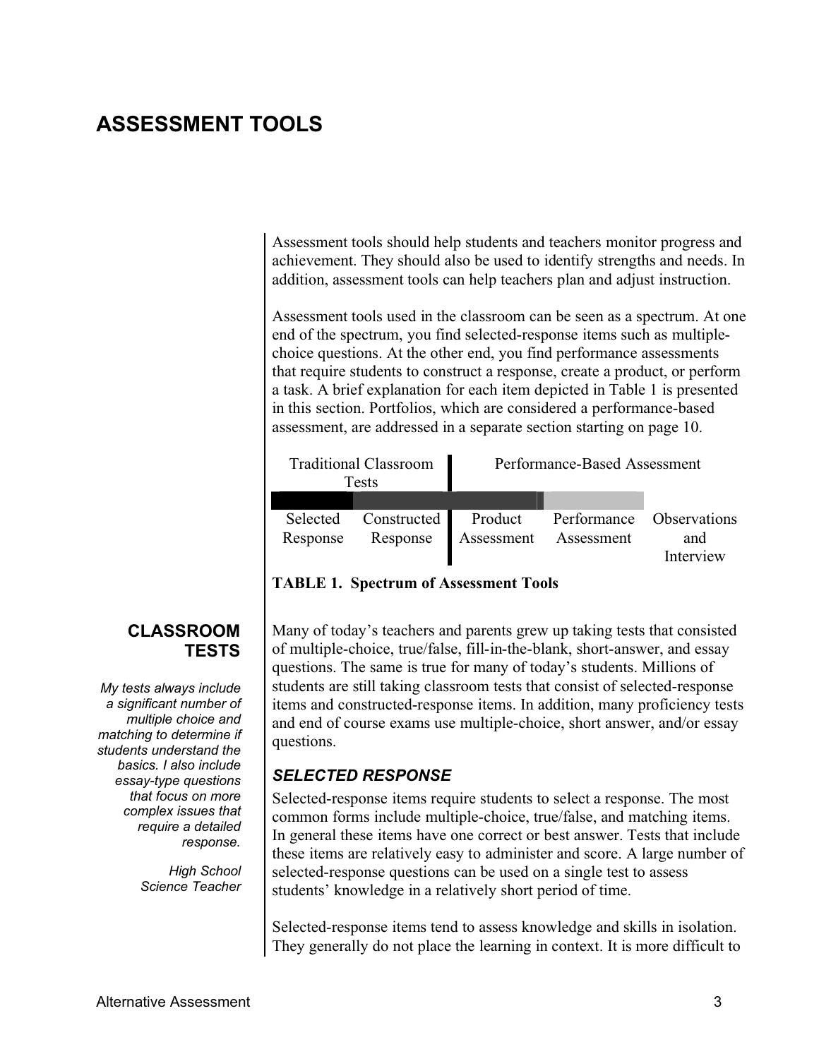# ASSESSMENT TOOLS

Assessment tools should help students and teachers monitor progress and achievement. They should also be used to identify strengths and needs. In addition, assessment tools can help teachers plan and adjust instruction.

Assessment tools used in the classroom can be seen as a spectrum. At one end of the spectrum, you find selected-response items such as multiple-choice questions. At the other end, you find performance assessments that require students to construct a response, create a product, or perform a task. A brief explanation for each item depicted in Table 1 is presented in this section. Portfolios, which are considered a performance-based assessment, are addressed in a separate section starting on page 10.

| Traditional Classroom Tests | | Performance-Based Assessment | | |
|---|---|---|---|---|
| Selected Response | Constructed Response | Product Assessment | Performance Assessment | Observations and Interview |

**TABLE 1. Spectrum of Assessment Tools**

## CLASSROOM TESTS

*My tests always include a significant number of multiple choice and matching to determine if students understand the basics. I also include essay-type questions that focus on more complex issues that require a detailed response.*

*High School Science Teacher*

Many of today's teachers and parents grew up taking tests that consisted of multiple-choice, true/false, fill-in-the-blank, short-answer, and essay questions. The same is true for many of today's students. Millions of students are still taking classroom tests that consist of selected-response items and constructed-response items. In addition, many proficiency tests and end of course exams use multiple-choice, short answer, and/or essay questions.

### *SELECTED RESPONSE*

Selected-response items require students to select a response. The most common forms include multiple-choice, true/false, and matching items. In general these items have one correct or best answer. Tests that include these items are relatively easy to administer and score. A large number of selected-response questions can be used on a single test to assess students' knowledge in a relatively short period of time.

Selected-response items tend to assess knowledge and skills in isolation. They generally do not place the learning in context. It is more difficult to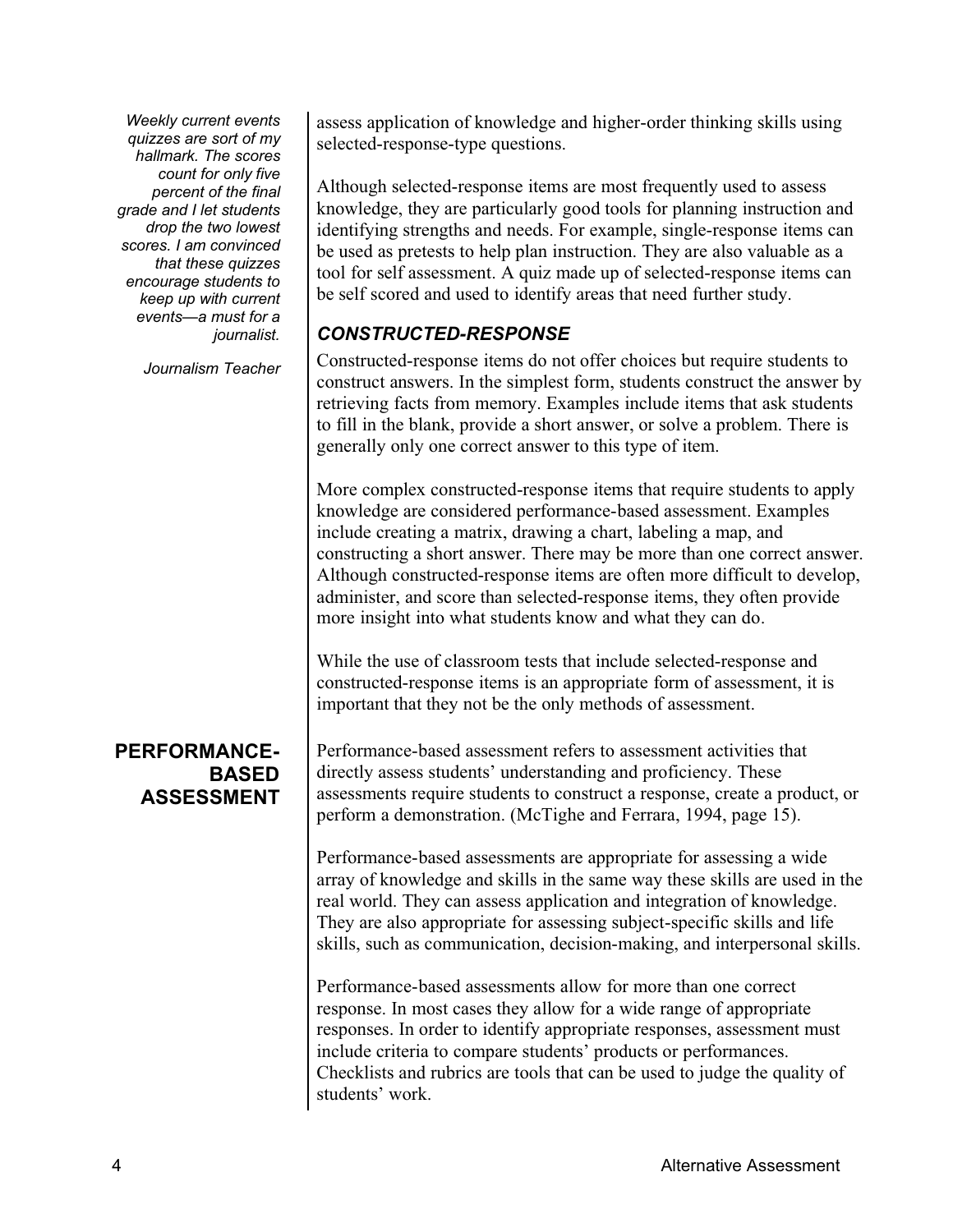assess application of knowledge and higher-order thinking skills using selected-response-type questions.

Although selected-response items are most frequently used to assess knowledge, they are particularly good tools for planning instruction and identifying strengths and needs. For example, single-response items can be used as pretests to help plan instruction. They are also valuable as a tool for self assessment. A quiz made up of selected-response items can be self scored and used to identify areas that need further study.

*Weekly current events quizzes are sort of my hallmark. The scores count for only five percent of the final grade and I let students drop the two lowest scores. I am convinced that these quizzes encourage students to keep up with current events—a must for a journalist.*

*Journalism Teacher*

### *CONSTRUCTED-RESPONSE*

Constructed-response items do not offer choices but require students to construct answers. In the simplest form, students construct the answer by retrieving facts from memory. Examples include items that ask students to fill in the blank, provide a short answer, or solve a problem. There is generally only one correct answer to this type of item.

More complex constructed-response items that require students to apply knowledge are considered performance-based assessment. Examples include creating a matrix, drawing a chart, labeling a map, and constructing a short answer. There may be more than one correct answer. Although constructed-response items are often more difficult to develop, administer, and score than selected-response items, they often provide more insight into what students know and what they can do.

While the use of classroom tests that include selected-response and constructed-response items is an appropriate form of assessment, it is important that they not be the only methods of assessment.

## PERFORMANCE-BASED ASSESSMENT

Performance-based assessment refers to assessment activities that directly assess students' understanding and proficiency. These assessments require students to construct a response, create a product, or perform a demonstration. (McTighe and Ferrara, 1994, page 15).

Performance-based assessments are appropriate for assessing a wide array of knowledge and skills in the same way these skills are used in the real world. They can assess application and integration of knowledge. They are also appropriate for assessing subject-specific skills and life skills, such as communication, decision-making, and interpersonal skills.

Performance-based assessments allow for more than one correct response. In most cases they allow for a wide range of appropriate responses. In order to identify appropriate responses, assessment must include criteria to compare students' products or performances. Checklists and rubrics are tools that can be used to judge the quality of students' work.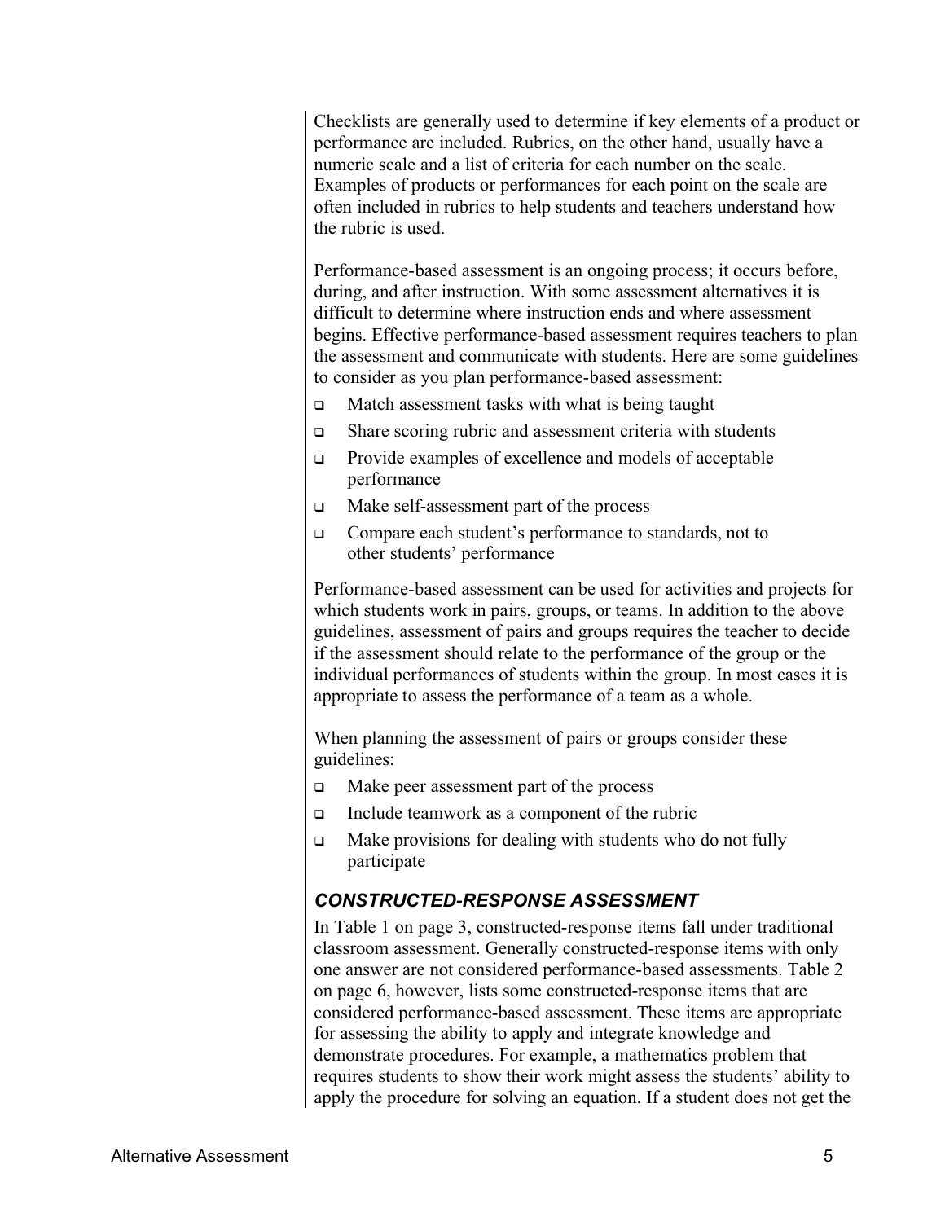Checklists are generally used to determine if key elements of a product or performance are included. Rubrics, on the other hand, usually have a numeric scale and a list of criteria for each number on the scale. Examples of products or performances for each point on the scale are often included in rubrics to help students and teachers understand how the rubric is used.

Performance-based assessment is an ongoing process; it occurs before, during, and after instruction. With some assessment alternatives it is difficult to determine where instruction ends and where assessment begins. Effective performance-based assessment requires teachers to plan the assessment and communicate with students. Here are some guidelines to consider as you plan performance-based assessment:

- Match assessment tasks with what is being taught
- Share scoring rubric and assessment criteria with students
- Provide examples of excellence and models of acceptable performance
- Make self-assessment part of the process
- Compare each student's performance to standards, not to other students' performance

Performance-based assessment can be used for activities and projects for which students work in pairs, groups, or teams. In addition to the above guidelines, assessment of pairs and groups requires the teacher to decide if the assessment should relate to the performance of the group or the individual performances of students within the group. In most cases it is appropriate to assess the performance of a team as a whole.

When planning the assessment of pairs or groups consider these guidelines:

- Make peer assessment part of the process
- Include teamwork as a component of the rubric
- Make provisions for dealing with students who do not fully participate

### *CONSTRUCTED-RESPONSE ASSESSMENT*

In Table 1 on page 3, constructed-response items fall under traditional classroom assessment. Generally constructed-response items with only one answer are not considered performance-based assessments. Table 2 on page 6, however, lists some constructed-response items that are considered performance-based assessment. These items are appropriate for assessing the ability to apply and integrate knowledge and demonstrate procedures. For example, a mathematics problem that requires students to show their work might assess the students' ability to apply the procedure for solving an equation. If a student does not get the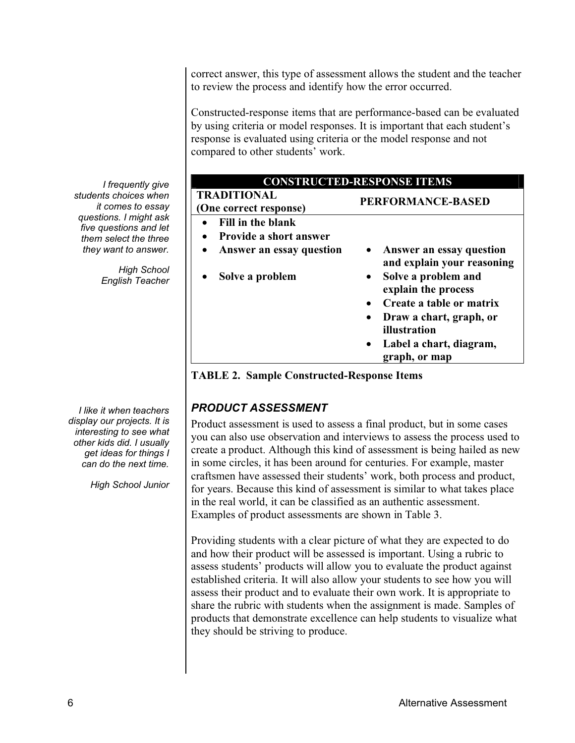correct answer, this type of assessment allows the student and the teacher to review the process and identify how the error occurred.

Constructed-response items that are performance-based can be evaluated by using criteria or model responses. It is important that each student's response is evaluated using criteria or the model response and not compared to other students' work.

*I frequently give students choices when it comes to essay questions. I might ask five questions and let them select the three they want to answer.*

*High School English Teacher*

| CONSTRUCTED-RESPONSE ITEMS | |
|---|---|
| **TRADITIONAL (One correct response)** | **PERFORMANCE-BASED** |
| • **Fill in the blank** | |
| • **Provide a short answer** | |
| • **Answer an essay question** | • **Answer an essay question and explain your reasoning** |
| • **Solve a problem** | • **Solve a problem and explain the process** |
| | • **Create a table or matrix** |
| | • **Draw a chart, graph, or illustration** |
| | • **Label a chart, diagram, graph, or map** |

**TABLE 2. Sample Constructed-Response Items**

### *PRODUCT ASSESSMENT*

*I like it when teachers display our projects. It is interesting to see what other kids did. I usually get ideas for things I can do the next time.*

*High School Junior*

Product assessment is used to assess a final product, but in some cases you can also use observation and interviews to assess the process used to create a product. Although this kind of assessment is being hailed as new in some circles, it has been around for centuries. For example, master craftsmen have assessed their students' work, both process and product, for years. Because this kind of assessment is similar to what takes place in the real world, it can be classified as an authentic assessment. Examples of product assessments are shown in Table 3.

Providing students with a clear picture of what they are expected to do and how their product will be assessed is important. Using a rubric to assess students' products will allow you to evaluate the product against established criteria. It will also allow your students to see how you will assess their product and to evaluate their own work. It is appropriate to share the rubric with students when the assignment is made. Samples of products that demonstrate excellence can help students to visualize what they should be striving to produce.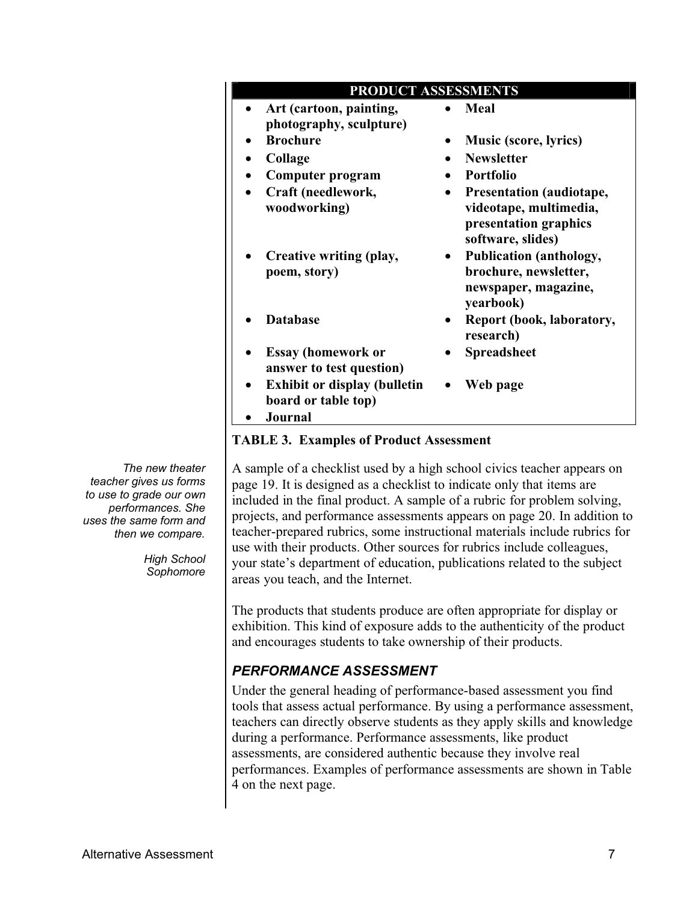| PRODUCT ASSESSMENTS | |
|---|---|
| • **Art (cartoon, painting, photography, sculpture)** | • **Meal** |
| • **Brochure** | • **Music (score, lyrics)** |
| • **Collage** | • **Newsletter** |
| • **Computer program** | • **Portfolio** |
| • **Craft (needlework, woodworking)** | • **Presentation (audiotape, videotape, multimedia, presentation graphics software, slides)** |
| • **Creative writing (play, poem, story)** | • **Publication (anthology, brochure, newsletter, newspaper, magazine, yearbook)** |
| • **Database** | • **Report (book, laboratory, research)** |
| • **Essay (homework or answer to test question)** | • **Spreadsheet** |
| • **Exhibit or display (bulletin board or table top)** | • **Web page** |
| • **Journal** | |

**TABLE 3. Examples of Product Assessment**

*The new theater teacher gives us forms to use to grade our own performances. She uses the same form and then we compare.*

*High School Sophomore*

A sample of a checklist used by a high school civics teacher appears on page 19. It is designed as a checklist to indicate only that items are included in the final product. A sample of a rubric for problem solving, projects, and performance assessments appears on page 20. In addition to teacher-prepared rubrics, some instructional materials include rubrics for use with their products. Other sources for rubrics include colleagues, your state's department of education, publications related to the subject areas you teach, and the Internet.

The products that students produce are often appropriate for display or exhibition. This kind of exposure adds to the authenticity of the product and encourages students to take ownership of their products.

## PERFORMANCE ASSESSMENT

Under the general heading of performance-based assessment you find tools that assess actual performance. By using a performance assessment, teachers can directly observe students as they apply skills and knowledge during a performance. Performance assessments, like product assessments, are considered authentic because they involve real performances. Examples of performance assessments are shown in Table 4 on the next page.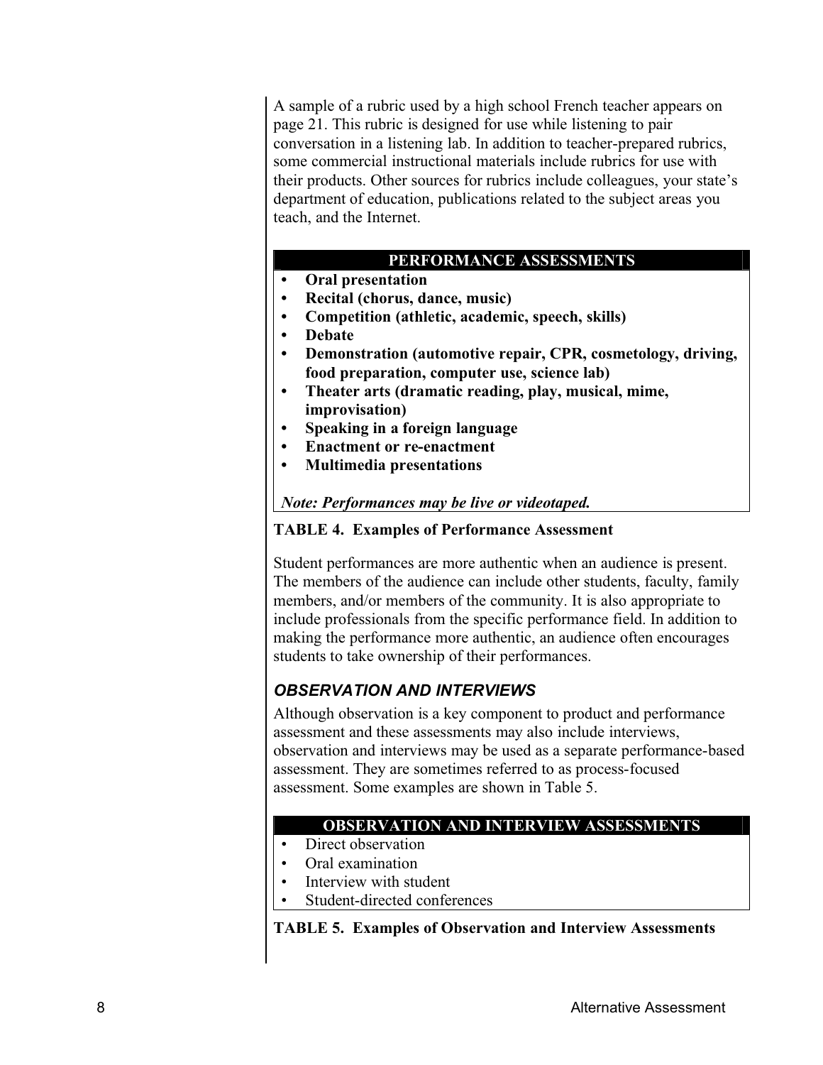A sample of a rubric used by a high school French teacher appears on page 21. This rubric is designed for use while listening to pair conversation in a listening lab. In addition to teacher-prepared rubrics, some commercial instructional materials include rubrics for use with their products. Other sources for rubrics include colleagues, your state's department of education, publications related to the subject areas you teach, and the Internet.

| PERFORMANCE ASSESSMENTS |
|---|
| • **Oral presentation**<br>• **Recital (chorus, dance, music)**<br>• **Competition (athletic, academic, speech, skills)**<br>• **Debate**<br>• **Demonstration (automotive repair, CPR, cosmetology, driving, food preparation, computer use, science lab)**<br>• **Theater arts (dramatic reading, play, musical, mime, improvisation)**<br>• **Speaking in a foreign language**<br>• **Enactment or re-enactment**<br>• **Multimedia presentations**<br><br>***Note: Performances may be live or videotaped.*** |

**TABLE 4. Examples of Performance Assessment**

Student performances are more authentic when an audience is present. The members of the audience can include other students, faculty, family members, and/or members of the community. It is also appropriate to include professionals from the specific performance field. In addition to making the performance more authentic, an audience often encourages students to take ownership of their performances.

### *OBSERVATION AND INTERVIEWS*

Although observation is a key component to product and performance assessment and these assessments may also include interviews, observation and interviews may be used as a separate performance-based assessment. They are sometimes referred to as process-focused assessment. Some examples are shown in Table 5.

| OBSERVATION AND INTERVIEW ASSESSMENTS |
|---|
| • Direct observation<br>• Oral examination<br>• Interview with student<br>• Student-directed conferences |

**TABLE 5. Examples of Observation and Interview Assessments**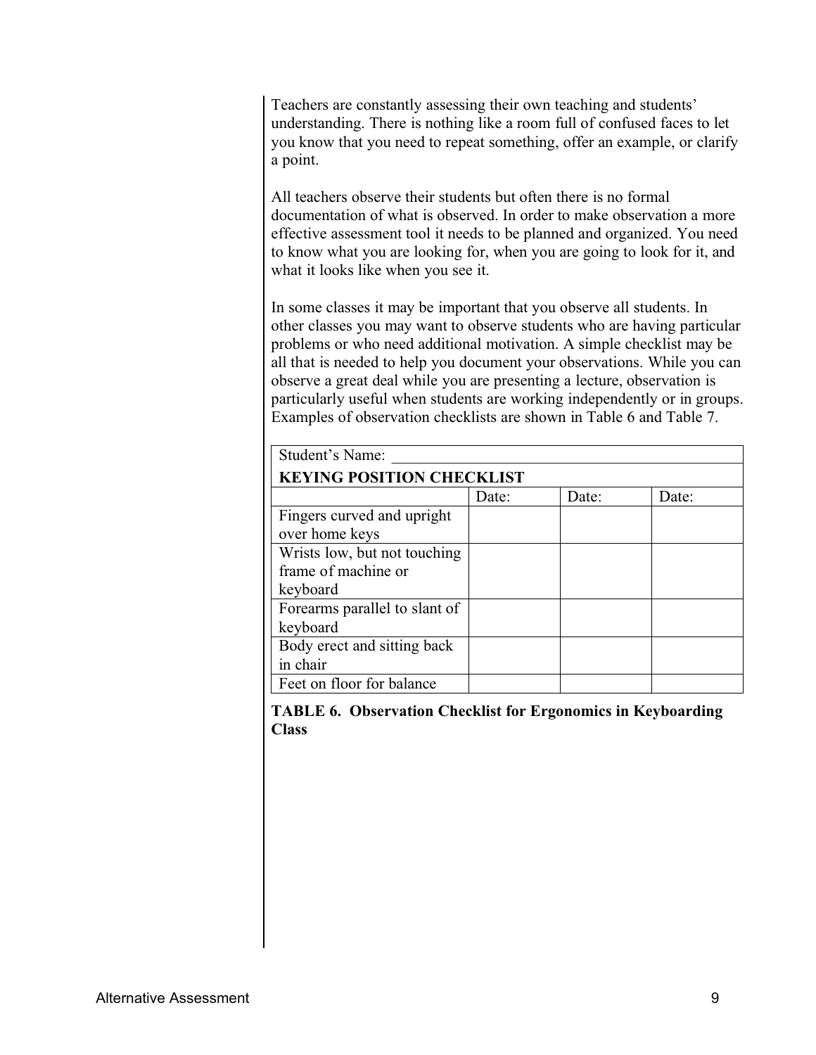Teachers are constantly assessing their own teaching and students' understanding. There is nothing like a room full of confused faces to let you know that you need to repeat something, offer an example, or clarify a point.

All teachers observe their students but often there is no formal documentation of what is observed. In order to make observation a more effective assessment tool it needs to be planned and organized. You need to know what you are looking for, when you are going to look for it, and what it looks like when you see it.

In some classes it may be important that you observe all students. In other classes you may want to observe students who are having particular problems or who need additional motivation. A simple checklist may be all that is needed to help you document your observations. While you can observe a great deal while you are presenting a lecture, observation is particularly useful when students are working independently or in groups. Examples of observation checklists are shown in Table 6 and Table 7.

| Student's Name: | | | |
|---|---|---|---|
| **KEYING POSITION CHECKLIST** | | | |
| | Date: | Date: | Date: |
| Fingers curved and upright over home keys | | | |
| Wrists low, but not touching frame of machine or keyboard | | | |
| Forearms parallel to slant of keyboard | | | |
| Body erect and sitting back in chair | | | |
| Feet on floor for balance | | | |

**TABLE 6. Observation Checklist for Ergonomics in Keyboarding Class**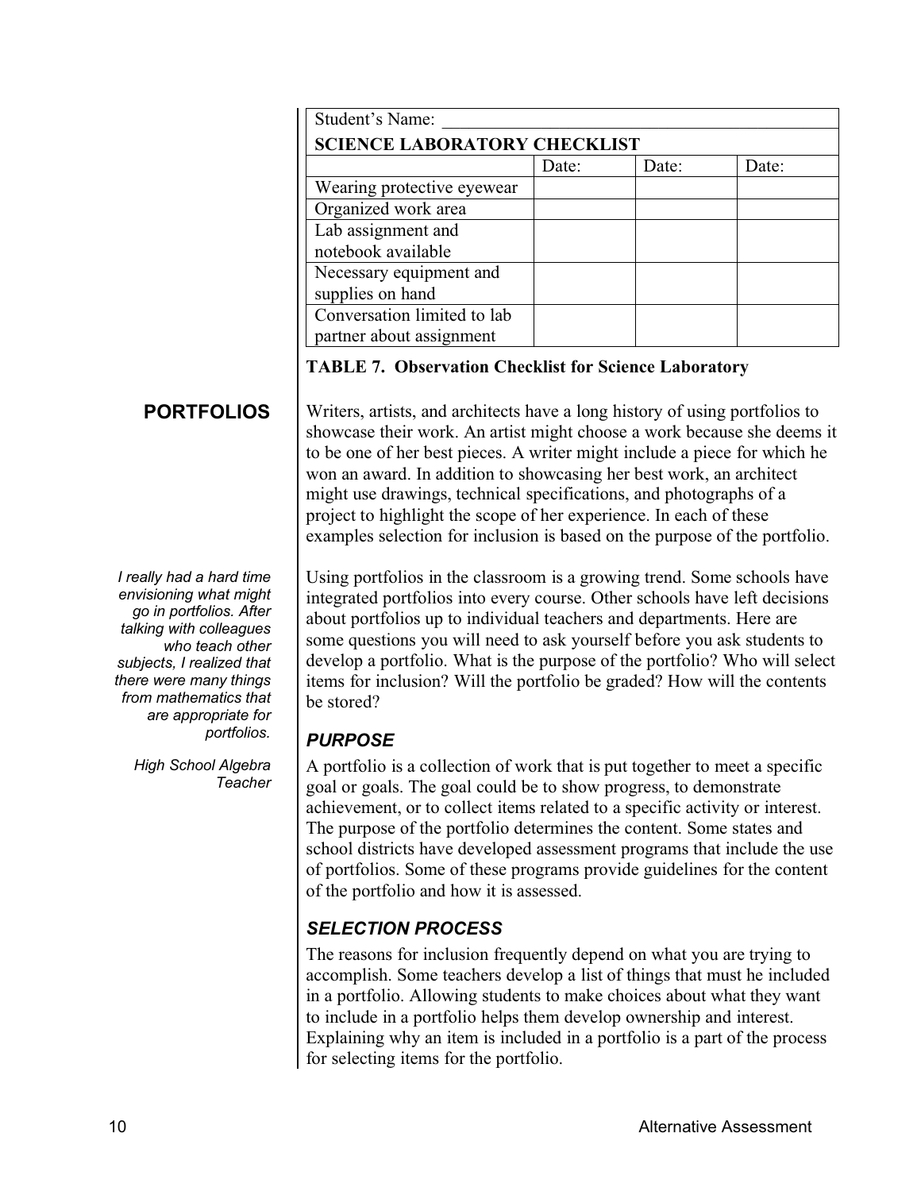| Student's Name: | | | |
|---|---|---|---|
| **SCIENCE LABORATORY CHECKLIST** | | | |
| | Date: | Date: | Date: |
| Wearing protective eyewear | | | |
| Organized work area | | | |
| Lab assignment and notebook available | | | |
| Necessary equipment and supplies on hand | | | |
| Conversation limited to lab partner about assignment | | | |

**TABLE 7. Observation Checklist for Science Laboratory**

## PORTFOLIOS

Writers, artists, and architects have a long history of using portfolios to showcase their work. An artist might choose a work because she deems it to be one of her best pieces. A writer might include a piece for which he won an award. In addition to showcasing her best work, an architect might use drawings, technical specifications, and photographs of a project to highlight the scope of her experience. In each of these examples selection for inclusion is based on the purpose of the portfolio.

*I really had a hard time envisioning what might go in portfolios. After talking with colleagues who teach other subjects, I realized that there were many things from mathematics that are appropriate for portfolios.*

*High School Algebra Teacher*

Using portfolios in the classroom is a growing trend. Some schools have integrated portfolios into every course. Other schools have left decisions about portfolios up to individual teachers and departments. Here are some questions you will need to ask yourself before you ask students to develop a portfolio. What is the purpose of the portfolio? Who will select items for inclusion? Will the portfolio be graded? How will the contents be stored?

### *PURPOSE*

A portfolio is a collection of work that is put together to meet a specific goal or goals. The goal could be to show progress, to demonstrate achievement, or to collect items related to a specific activity or interest. The purpose of the portfolio determines the content. Some states and school districts have developed assessment programs that include the use of portfolios. Some of these programs provide guidelines for the content of the portfolio and how it is assessed.

### *SELECTION PROCESS*

The reasons for inclusion frequently depend on what you are trying to accomplish. Some teachers develop a list of things that must he included in a portfolio. Allowing students to make choices about what they want to include in a portfolio helps them develop ownership and interest. Explaining why an item is included in a portfolio is a part of the process for selecting items for the portfolio.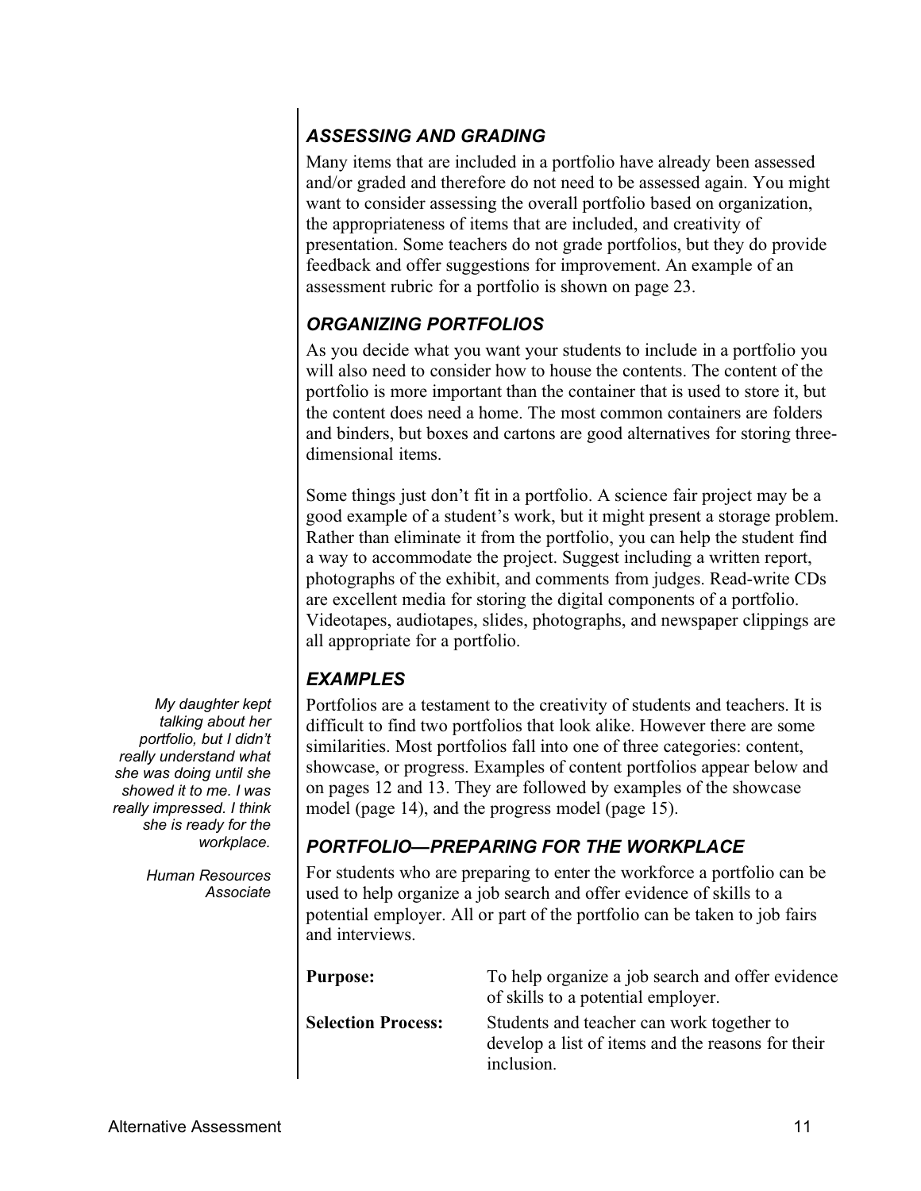### *ASSESSING AND GRADING*

Many items that are included in a portfolio have already been assessed and/or graded and therefore do not need to be assessed again. You might want to consider assessing the overall portfolio based on organization, the appropriateness of items that are included, and creativity of presentation. Some teachers do not grade portfolios, but they do provide feedback and offer suggestions for improvement. An example of an assessment rubric for a portfolio is shown on page 23.

### *ORGANIZING PORTFOLIOS*

As you decide what you want your students to include in a portfolio you will also need to consider how to house the contents. The content of the portfolio is more important than the container that is used to store it, but the content does need a home. The most common containers are folders and binders, but boxes and cartons are good alternatives for storing three-dimensional items.

Some things just don't fit in a portfolio. A science fair project may be a good example of a student's work, but it might present a storage problem. Rather than eliminate it from the portfolio, you can help the student find a way to accommodate the project. Suggest including a written report, photographs of the exhibit, and comments from judges. Read-write CDs are excellent media for storing the digital components of a portfolio. Videotapes, audiotapes, slides, photographs, and newspaper clippings are all appropriate for a portfolio.

### *EXAMPLES*

Portfolios are a testament to the creativity of students and teachers. It is difficult to find two portfolios that look alike. However there are some similarities. Most portfolios fall into one of three categories: content, showcase, or progress. Examples of content portfolios appear below and on pages 12 and 13. They are followed by examples of the showcase model (page 14), and the progress model (page 15).

> *My daughter kept talking about her portfolio, but I didn't really understand what she was doing until she showed it to me. I was really impressed. I think she is ready for the workplace.*
>
> *Human Resources Associate*

### *PORTFOLIO—PREPARING FOR THE WORKPLACE*

For students who are preparing to enter the workforce a portfolio can be used to help organize a job search and offer evidence of skills to a potential employer. All or part of the portfolio can be taken to job fairs and interviews.

**Purpose:** To help organize a job search and offer evidence of skills to a potential employer.

**Selection Process:** Students and teacher can work together to develop a list of items and the reasons for their inclusion.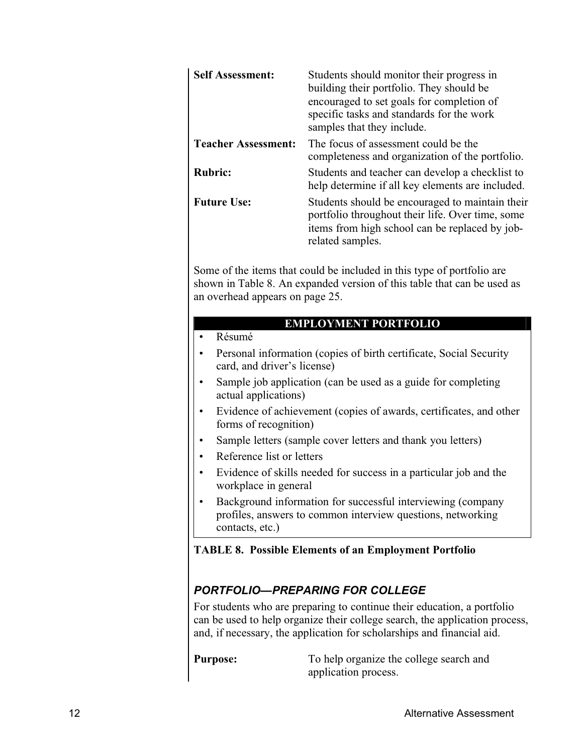**Self Assessment:** Students should monitor their progress in building their portfolio. They should be encouraged to set goals for completion of specific tasks and standards for the work samples that they include.

**Teacher Assessment:** The focus of assessment could be the completeness and organization of the portfolio.

**Rubric:** Students and teacher can develop a checklist to help determine if all key elements are included.

**Future Use:** Students should be encouraged to maintain their portfolio throughout their life. Over time, some items from high school can be replaced by job-related samples.

Some of the items that could be included in this type of portfolio are shown in Table 8. An expanded version of this table that can be used as an overhead appears on page 25.

| EMPLOYMENT PORTFOLIO |
|---|
| • Résumé<br>• Personal information (copies of birth certificate, Social Security card, and driver's license)<br>• Sample job application (can be used as a guide for completing actual applications)<br>• Evidence of achievement (copies of awards, certificates, and other forms of recognition)<br>• Sample letters (sample cover letters and thank you letters)<br>• Reference list or letters<br>• Evidence of skills needed for success in a particular job and the workplace in general<br>• Background information for successful interviewing (company profiles, answers to common interview questions, networking contacts, etc.) |

**TABLE 8. Possible Elements of an Employment Portfolio**

### *PORTFOLIO—PREPARING FOR COLLEGE*

For students who are preparing to continue their education, a portfolio can be used to help organize their college search, the application process, and, if necessary, the application for scholarships and financial aid.

**Purpose:** To help organize the college search and application process.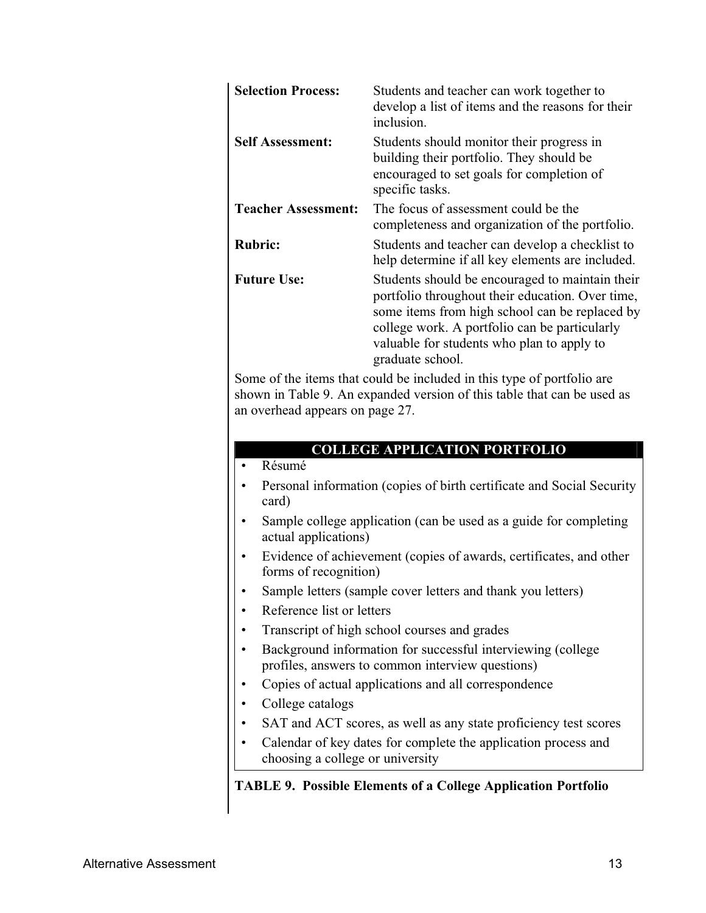**Selection Process:** Students and teacher can work together to develop a list of items and the reasons for their inclusion.

**Self Assessment:** Students should monitor their progress in building their portfolio. They should be encouraged to set goals for completion of specific tasks.

**Teacher Assessment:** The focus of assessment could be the completeness and organization of the portfolio.

**Rubric:** Students and teacher can develop a checklist to help determine if all key elements are included.

**Future Use:** Students should be encouraged to maintain their portfolio throughout their education. Over time, some items from high school can be replaced by college work. A portfolio can be particularly valuable for students who plan to apply to graduate school.

Some of the items that could be included in this type of portfolio are shown in Table 9. An expanded version of this table that can be used as an overhead appears on page 27.

| COLLEGE APPLICATION PORTFOLIO |
|---|
| • Résumé |
| • Personal information (copies of birth certificate and Social Security card) |
| • Sample college application (can be used as a guide for completing actual applications) |
| • Evidence of achievement (copies of awards, certificates, and other forms of recognition) |
| • Sample letters (sample cover letters and thank you letters) |
| • Reference list or letters |
| • Transcript of high school courses and grades |
| • Background information for successful interviewing (college profiles, answers to common interview questions) |
| • Copies of actual applications and all correspondence |
| • College catalogs |
| • SAT and ACT scores, as well as any state proficiency test scores |
| • Calendar of key dates for complete the application process and choosing a college or university |

**TABLE 9. Possible Elements of a College Application Portfolio**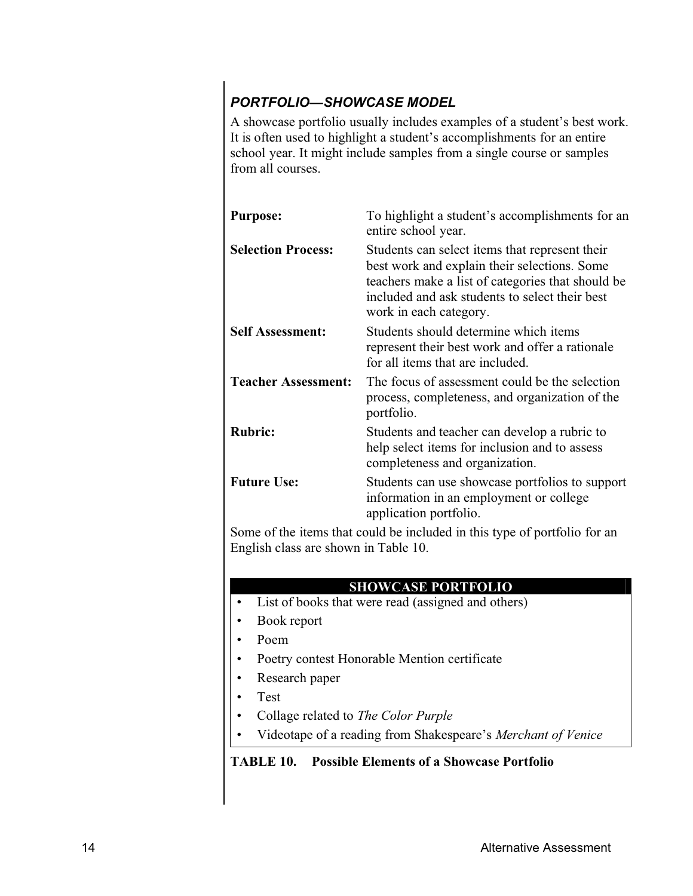### *PORTFOLIO—SHOWCASE MODEL*

A showcase portfolio usually includes examples of a student's best work. It is often used to highlight a student's accomplishments for an entire school year. It might include samples from a single course or samples from all courses.

**Purpose:** To highlight a student's accomplishments for an entire school year.

**Selection Process:** Students can select items that represent their best work and explain their selections. Some teachers make a list of categories that should be included and ask students to select their best work in each category.

**Self Assessment:** Students should determine which items represent their best work and offer a rationale for all items that are included.

**Teacher Assessment:** The focus of assessment could be the selection process, completeness, and organization of the portfolio.

**Rubric:** Students and teacher can develop a rubric to help select items for inclusion and to assess completeness and organization.

**Future Use:** Students can use showcase portfolios to support information in an employment or college application portfolio.

Some of the items that could be included in this type of portfolio for an English class are shown in Table 10.

| SHOWCASE PORTFOLIO |
|---|
| • List of books that were read (assigned and others) |
| • Book report |
| • Poem |
| • Poetry contest Honorable Mention certificate |
| • Research paper |
| • Test |
| • Collage related to *The Color Purple* |
| • Videotape of a reading from Shakespeare's *Merchant of Venice* |

**TABLE 10. Possible Elements of a Showcase Portfolio**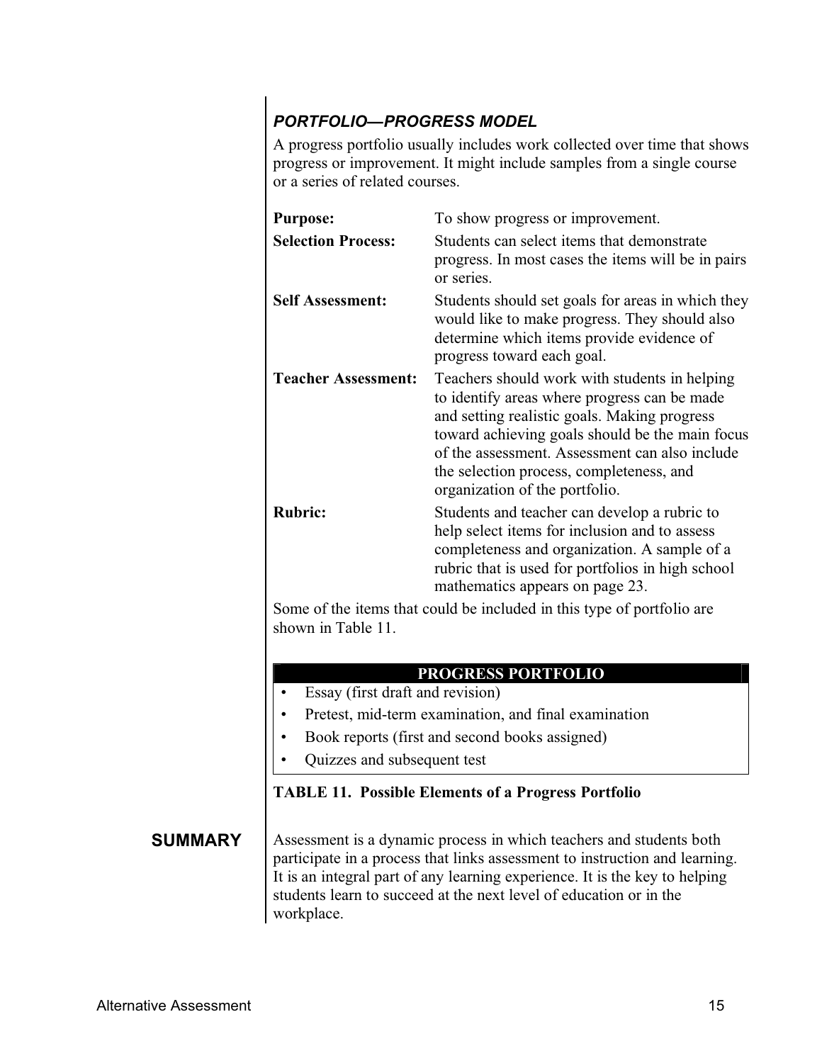### *PORTFOLIO—PROGRESS MODEL*

A progress portfolio usually includes work collected over time that shows progress or improvement. It might include samples from a single course or a series of related courses.

**Purpose:** To show progress or improvement.

**Selection Process:** Students can select items that demonstrate progress. In most cases the items will be in pairs or series.

**Self Assessment:** Students should set goals for areas in which they would like to make progress. They should also determine which items provide evidence of progress toward each goal.

**Teacher Assessment:** Teachers should work with students in helping to identify areas where progress can be made and setting realistic goals. Making progress toward achieving goals should be the main focus of the assessment. Assessment can also include the selection process, completeness, and organization of the portfolio.

**Rubric:** Students and teacher can develop a rubric to help select items for inclusion and to assess completeness and organization. A sample of a rubric that is used for portfolios in high school mathematics appears on page 23.

Some of the items that could be included in this type of portfolio are shown in Table 11.

| PROGRESS PORTFOLIO |
|---|
| • Essay (first draft and revision) |
| • Pretest, mid-term examination, and final examination |
| • Book reports (first and second books assigned) |
| • Quizzes and subsequent test |

**TABLE 11. Possible Elements of a Progress Portfolio**

## SUMMARY

Assessment is a dynamic process in which teachers and students both participate in a process that links assessment to instruction and learning. It is an integral part of any learning experience. It is the key to helping students learn to succeed at the next level of education or in the workplace.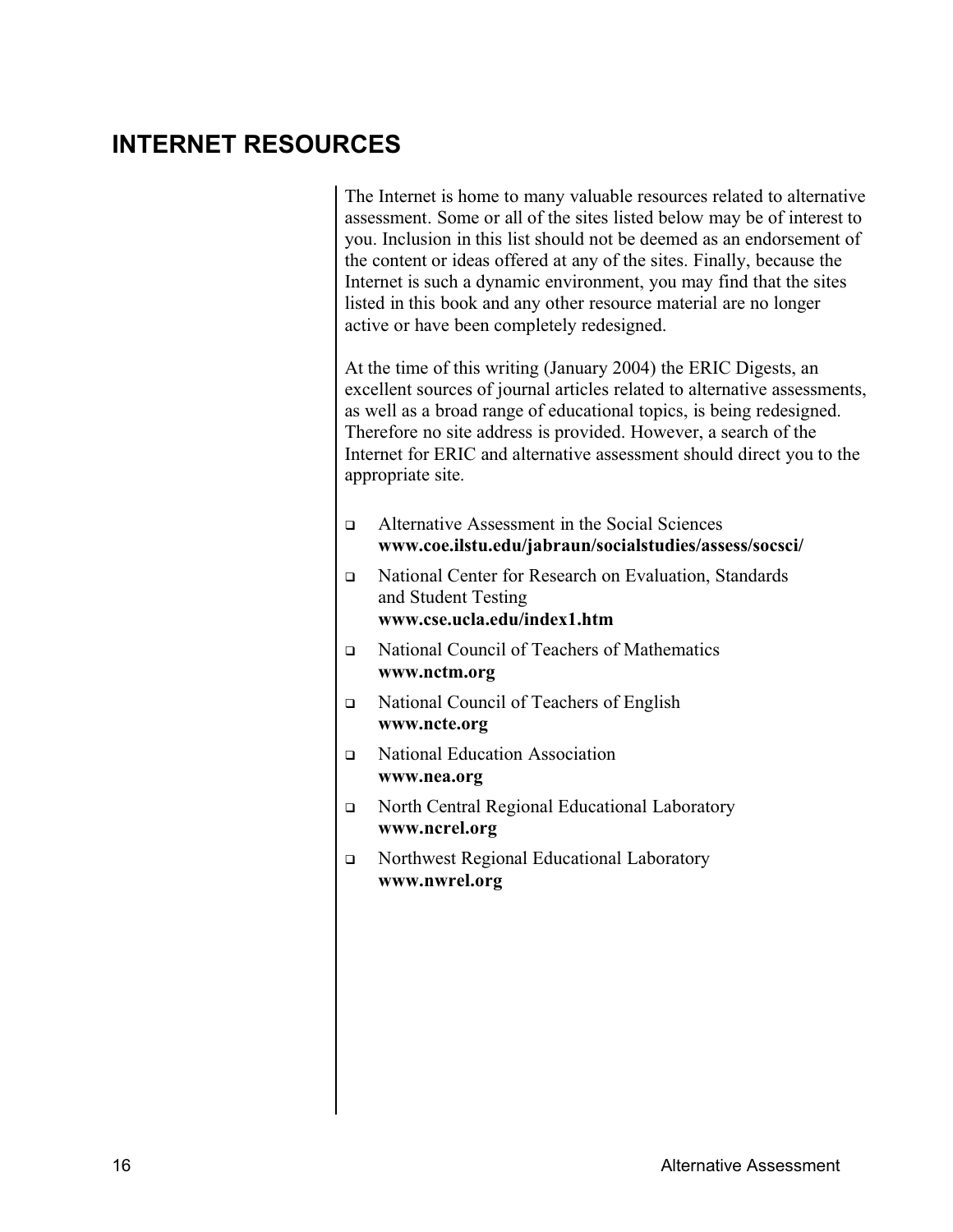## INTERNET RESOURCES

The Internet is home to many valuable resources related to alternative assessment. Some or all of the sites listed below may be of interest to you. Inclusion in this list should not be deemed as an endorsement of the content or ideas offered at any of the sites. Finally, because the Internet is such a dynamic environment, you may find that the sites listed in this book and any other resource material are no longer active or have been completely redesigned.

At the time of this writing (January 2004) the ERIC Digests, an excellent sources of journal articles related to alternative assessments, as well as a broad range of educational topics, is being redesigned. Therefore no site address is provided. However, a search of the Internet for ERIC and alternative assessment should direct you to the appropriate site.

- Alternative Assessment in the Social Sciences
  **www.coe.ilstu.edu/jabraun/socialstudies/assess/socsci/**
- National Center for Research on Evaluation, Standards and Student Testing
  **www.cse.ucla.edu/index1.htm**
- National Council of Teachers of Mathematics
  **www.nctm.org**
- National Council of Teachers of English
  **www.ncte.org**
- National Education Association
  **www.nea.org**
- North Central Regional Educational Laboratory
  **www.ncrel.org**
- Northwest Regional Educational Laboratory
  **www.nwrel.org**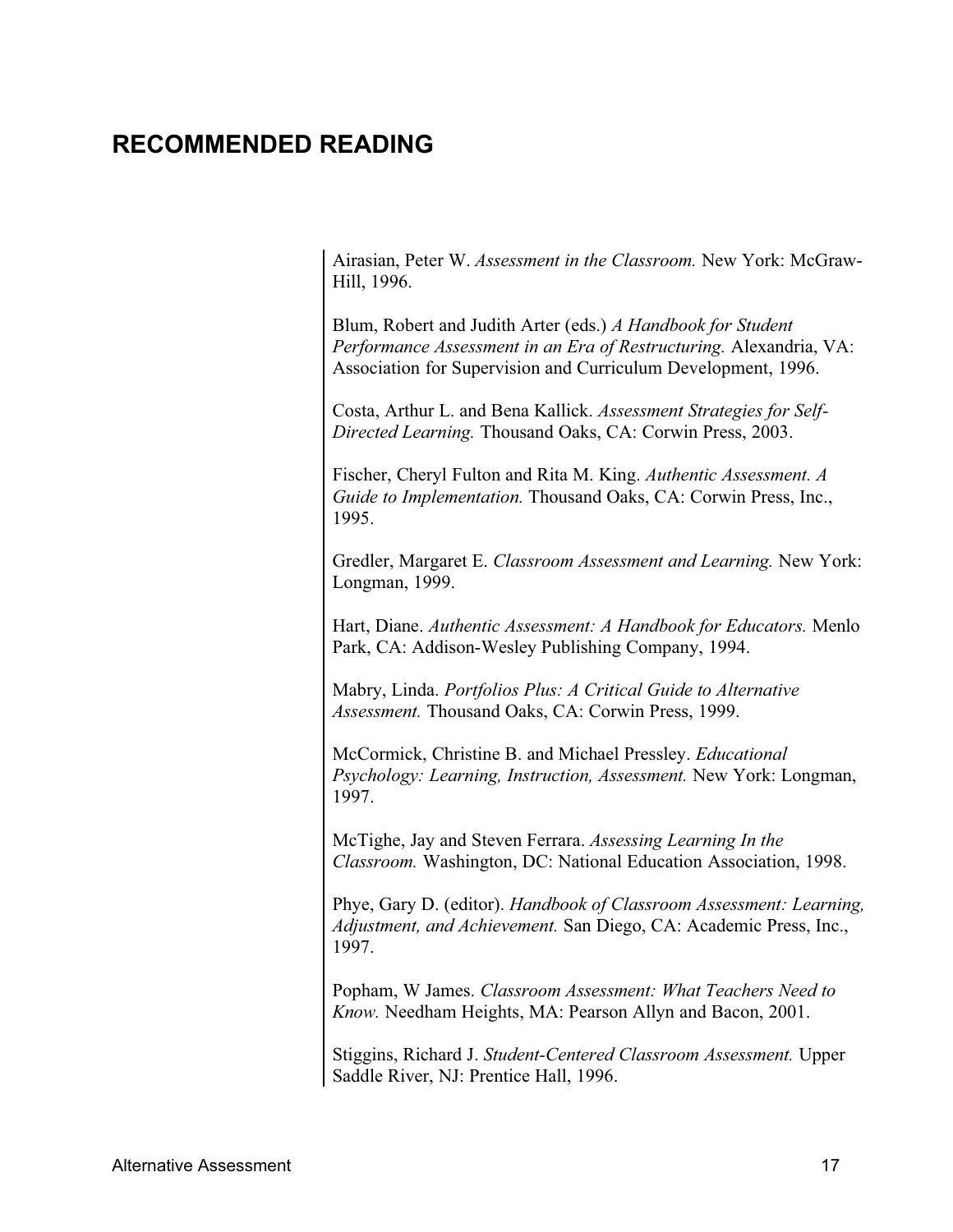## RECOMMENDED READING

Airasian, Peter W. *Assessment in the Classroom.* New York: McGraw-Hill, 1996.

Blum, Robert and Judith Arter (eds.) *A Handbook for Student Performance Assessment in an Era of Restructuring.* Alexandria, VA: Association for Supervision and Curriculum Development, 1996.

Costa, Arthur L. and Bena Kallick. *Assessment Strategies for Self-Directed Learning.* Thousand Oaks, CA: Corwin Press, 2003.

Fischer, Cheryl Fulton and Rita M. King. *Authentic Assessment. A Guide to Implementation.* Thousand Oaks, CA: Corwin Press, Inc., 1995.

Gredler, Margaret E. *Classroom Assessment and Learning.* New York: Longman, 1999.

Hart, Diane. *Authentic Assessment: A Handbook for Educators.* Menlo Park, CA: Addison-Wesley Publishing Company, 1994.

Mabry, Linda. *Portfolios Plus: A Critical Guide to Alternative Assessment.* Thousand Oaks, CA: Corwin Press, 1999.

McCormick, Christine B. and Michael Pressley. *Educational Psychology: Learning, Instruction, Assessment.* New York: Longman, 1997.

McTighe, Jay and Steven Ferrara. *Assessing Learning In the Classroom.* Washington, DC: National Education Association, 1998.

Phye, Gary D. (editor). *Handbook of Classroom Assessment: Learning, Adjustment, and Achievement.* San Diego, CA: Academic Press, Inc., 1997.

Popham, W James. *Classroom Assessment: What Teachers Need to Know.* Needham Heights, MA: Pearson Allyn and Bacon, 2001.

Stiggins, Richard J. *Student-Centered Classroom Assessment.* Upper Saddle River, NJ: Prentice Hall, 1996.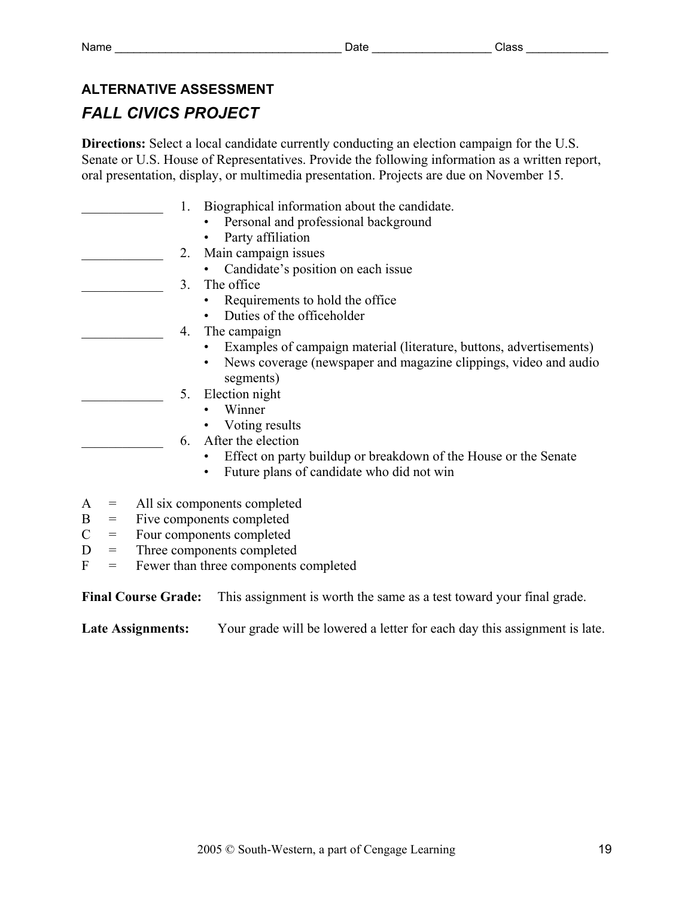Name ___________________________________ Date __________________ Class _____________

**ALTERNATIVE ASSESSMENT**

## *FALL CIVICS PROJECT*

**Directions:** Select a local candidate currently conducting an election campaign for the U.S. Senate or U.S. House of Representatives. Provide the following information as a written report, oral presentation, display, or multimedia presentation. Projects are due on November 15.

____________ 1. Biographical information about the candidate.
- Personal and professional background
- Party affiliation

____________ 2. Main campaign issues
- Candidate's position on each issue

____________ 3. The office
- Requirements to hold the office
- Duties of the officeholder

____________ 4. The campaign
- Examples of campaign material (literature, buttons, advertisements)
- News coverage (newspaper and magazine clippings, video and audio segments)

____________ 5. Election night
- Winner
- Voting results

____________ 6. After the election
- Effect on party buildup or breakdown of the House or the Senate
- Future plans of candidate who did not win

A = All six components completed
B = Five components completed
C = Four components completed
D = Three components completed
F = Fewer than three components completed

**Final Course Grade:** This assignment is worth the same as a test toward your final grade.

**Late Assignments:** Your grade will be lowered a letter for each day this assignment is late.

2005 © South-Western, a part of Cengage Learning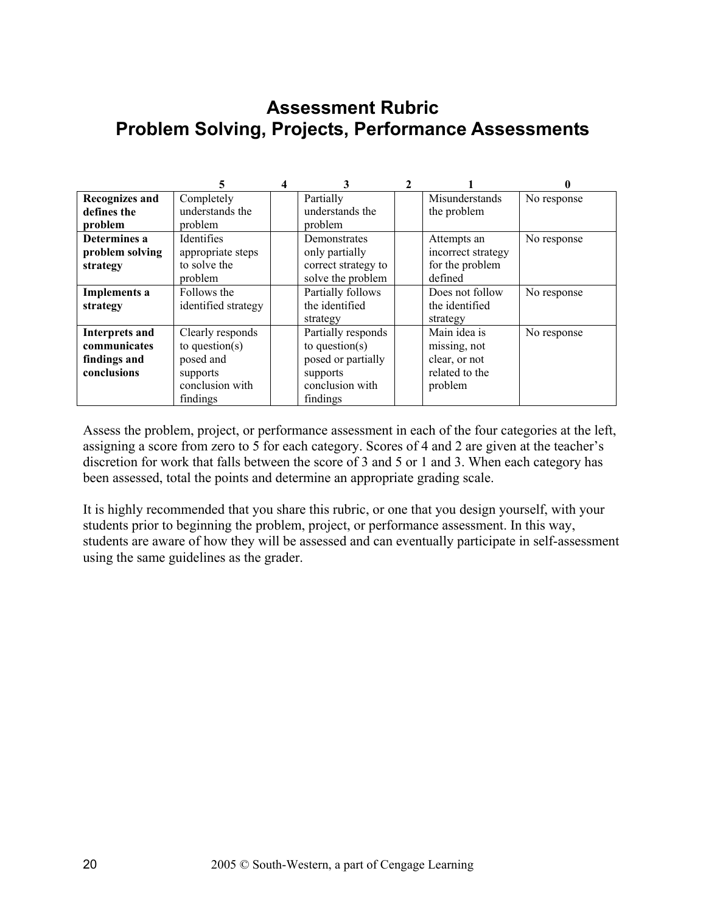# Assessment Rubric
# Problem Solving, Projects, Performance Assessments

| | 5 | 4 | 3 | 2 | 1 | 0 |
|---|---|---|---|---|---|---|
| **Recognizes and defines the problem** | Completely understands the problem | | Partially understands the problem | | Misunderstands the problem | No response |
| **Determines a problem solving strategy** | Identifies appropriate steps to solve the problem | | Demonstrates only partially correct strategy to solve the problem | | Attempts an incorrect strategy for the problem defined | No response |
| **Implements a strategy** | Follows the identified strategy | | Partially follows the identified strategy | | Does not follow the identified strategy | No response |
| **Interprets and communicates findings and conclusions** | Clearly responds to question(s) posed and supports conclusion with findings | | Partially responds to question(s) posed or partially supports conclusion with findings | | Main idea is missing, not clear, or not related to the problem | No response |

Assess the problem, project, or performance assessment in each of the four categories at the left, assigning a score from zero to 5 for each category. Scores of 4 and 2 are given at the teacher's discretion for work that falls between the score of 3 and 5 or 1 and 3. When each category has been assessed, total the points and determine an appropriate grading scale.

It is highly recommended that you share this rubric, or one that you design yourself, with your students prior to beginning the problem, project, or performance assessment. In this way, students are aware of how they will be assessed and can eventually participate in self-assessment using the same guidelines as the grader.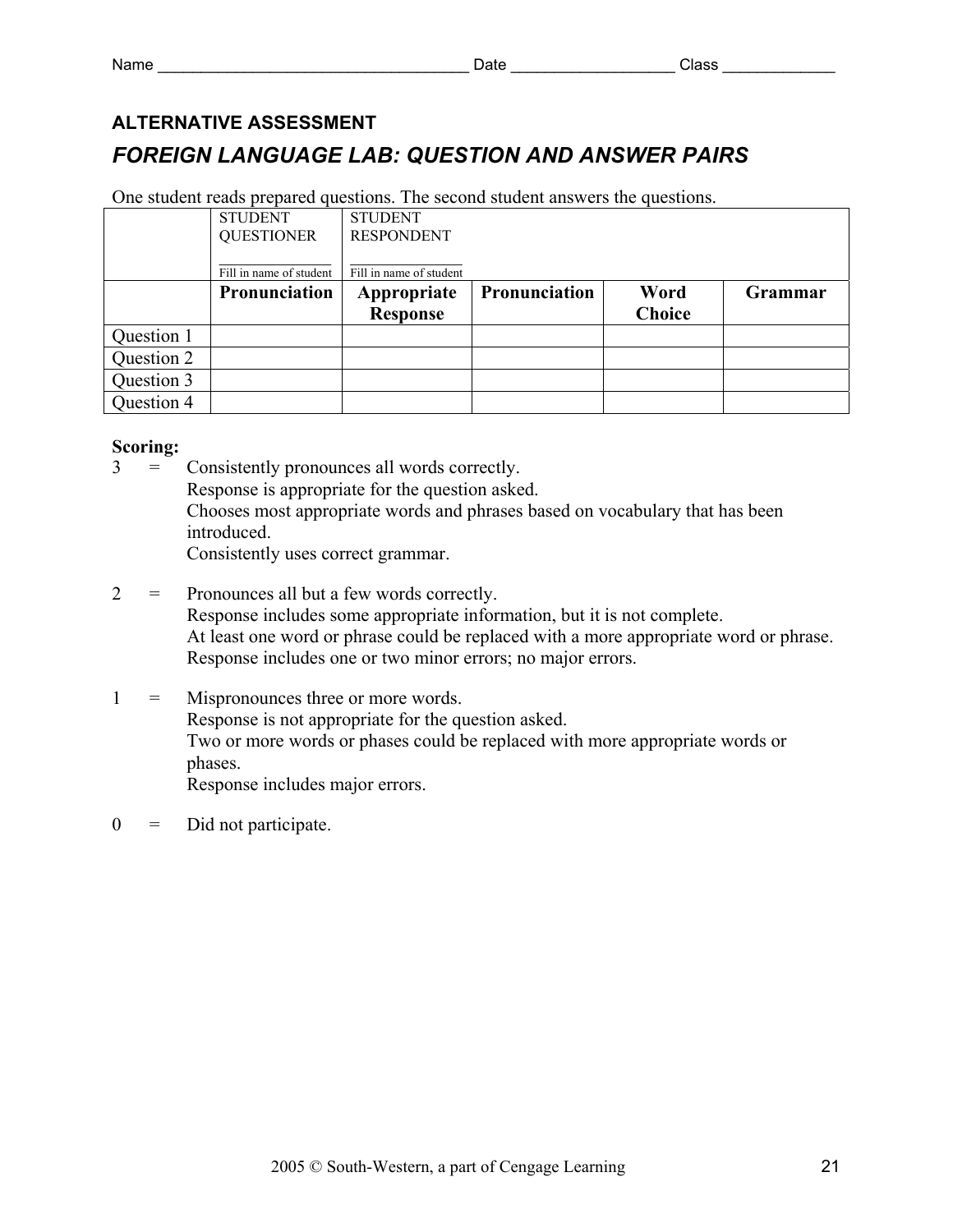Name ____________________________________ Date __________________ Class _____________

**ALTERNATIVE ASSESSMENT**

## *FOREIGN LANGUAGE LAB: QUESTION AND ANSWER PAIRS*

One student reads prepared questions. The second student answers the questions.

| | STUDENT QUESTIONER<br>______________<br>Fill in name of student | STUDENT RESPONDENT<br>______________<br>Fill in name of student | | | |
|---|---|---|---|---|---|
| | **Pronunciation** | **Appropriate Response** | **Pronunciation** | **Word Choice** | **Grammar** |
| Question 1 | | | | | |
| Question 2 | | | | | |
| Question 3 | | | | | |
| Question 4 | | | | | |

**Scoring:**

3 = Consistently pronounces all words correctly.
Response is appropriate for the question asked.
Chooses most appropriate words and phrases based on vocabulary that has been introduced.
Consistently uses correct grammar.

2 = Pronounces all but a few words correctly.
Response includes some appropriate information, but it is not complete.
At least one word or phrase could be replaced with a more appropriate word or phrase.
Response includes one or two minor errors; no major errors.

1 = Mispronounces three or more words.
Response is not appropriate for the question asked.
Two or more words or phases could be replaced with more appropriate words or phases.
Response includes major errors.

0 = Did not participate.

2005 © South-Western, a part of Cengage Learning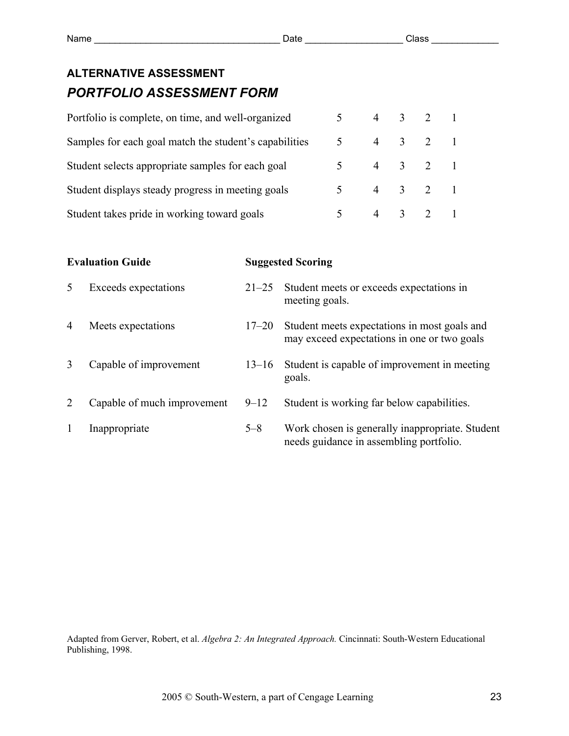Name ___________________________________ Date __________________ Class _____________

## ALTERNATIVE ASSESSMENT

### *PORTFOLIO ASSESSMENT FORM*

| | | | | | |
|---|---|---|---|---|---|
| Portfolio is complete, on time, and well-organized | 5 | 4 | 3 | 2 | 1 |
| Samples for each goal match the student's capabilities | 5 | 4 | 3 | 2 | 1 |
| Student selects appropriate samples for each goal | 5 | 4 | 3 | 2 | 1 |
| Student displays steady progress in meeting goals | 5 | 4 | 3 | 2 | 1 |
| Student takes pride in working toward goals | 5 | 4 | 3 | 2 | 1 |

| **Evaluation Guide** | | **Suggested Scoring** | |
|---|---|---|---|
| 5 | Exceeds expectations | 21–25 | Student meets or exceeds expectations in meeting goals. |
| 4 | Meets expectations | 17–20 | Student meets expectations in most goals and may exceed expectations in one or two goals |
| 3 | Capable of improvement | 13–16 | Student is capable of improvement in meeting goals. |
| 2 | Capable of much improvement | 9–12 | Student is working far below capabilities. |
| 1 | Inappropriate | 5–8 | Work chosen is generally inappropriate. Student needs guidance in assembling portfolio. |

Adapted from Gerver, Robert, et al. *Algebra 2: An Integrated Approach.* Cincinnati: South-Western Educational Publishing, 1998.

2005 © South-Western, a part of Cengage Learning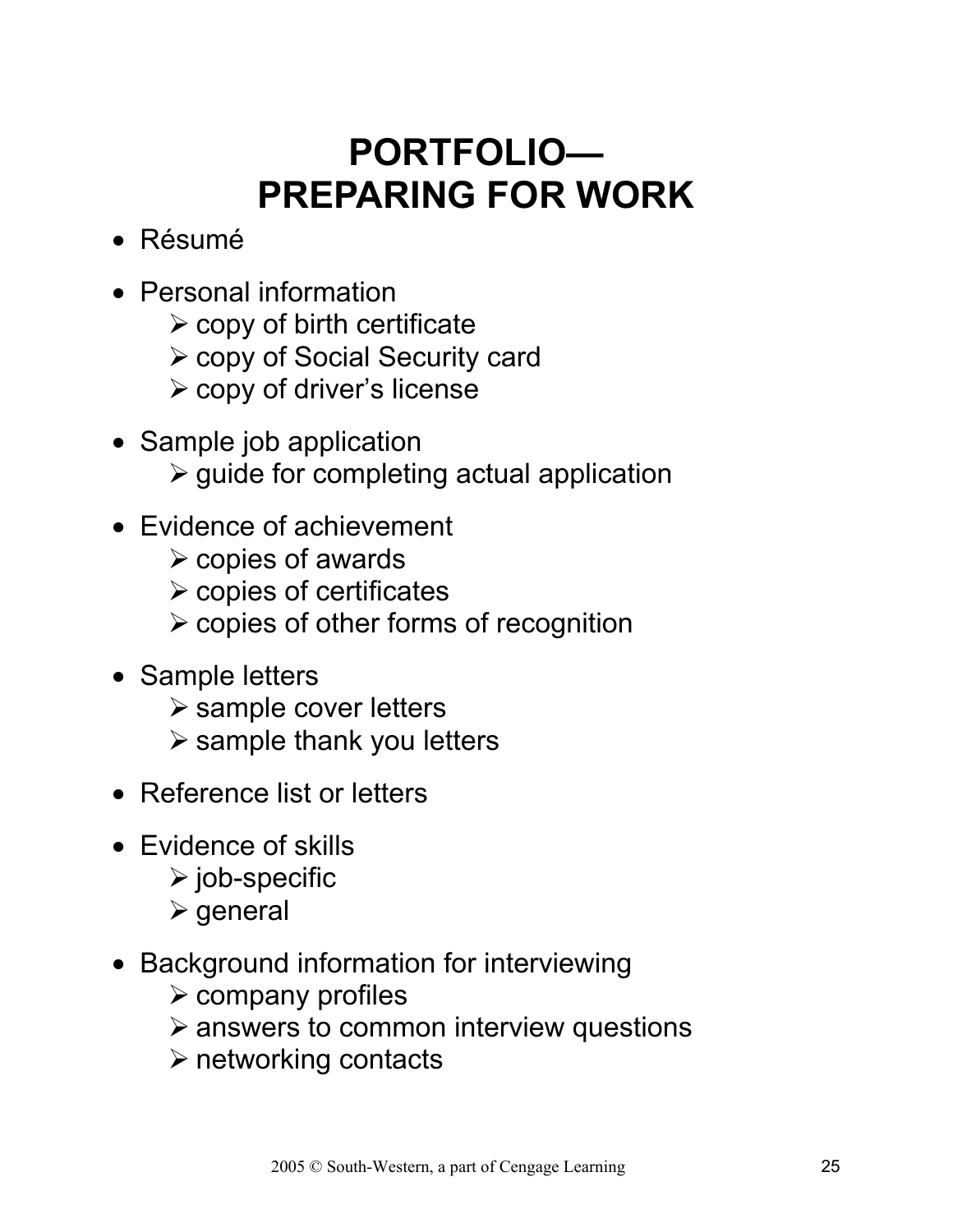# PORTFOLIO—PREPARING FOR WORK

- Résumé
- Personal information
  - copy of birth certificate
  - copy of Social Security card
  - copy of driver's license
- Sample job application
  - guide for completing actual application
- Evidence of achievement
  - copies of awards
  - copies of certificates
  - copies of other forms of recognition
- Sample letters
  - sample cover letters
  - sample thank you letters
- Reference list or letters
- Evidence of skills
  - job-specific
  - general
- Background information for interviewing
  - company profiles
  - answers to common interview questions
  - networking contacts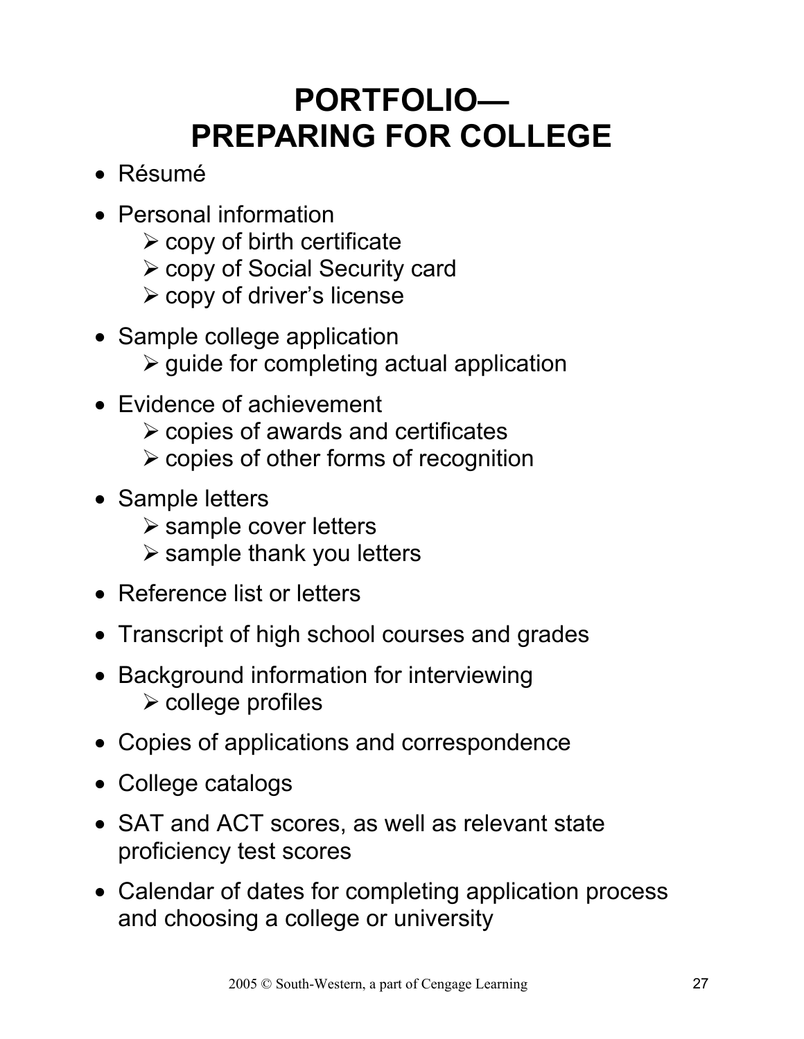# PORTFOLIO— PREPARING FOR COLLEGE

- Résumé
- Personal information
  - copy of birth certificate
  - copy of Social Security card
  - copy of driver's license
- Sample college application
  - guide for completing actual application
- Evidence of achievement
  - copies of awards and certificates
  - copies of other forms of recognition
- Sample letters
  - sample cover letters
  - sample thank you letters
- Reference list or letters
- Transcript of high school courses and grades
- Background information for interviewing
  - college profiles
- Copies of applications and correspondence
- College catalogs
- SAT and ACT scores, as well as relevant state proficiency test scores
- Calendar of dates for completing application process and choosing a college or university

2005 © South-Western, a part of Cengage Learning